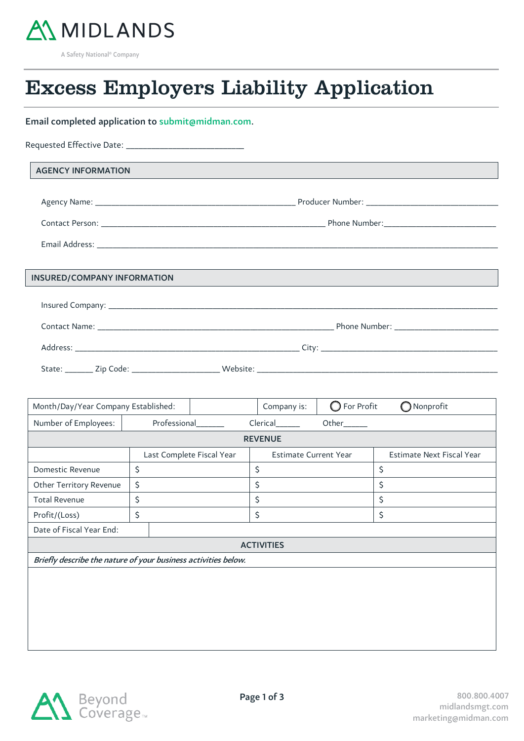MIDLANDS

A Safety National® Company

# Excess Employers Liability Application

**Email completed application to submit@midman.com.**

Requested Effective Date: ___________________________

## AGENCY INFORMATION

Agency Name: _____________________________________________ Producer Number: ______________________________

Contact Person: __________________________________________________ Phone Number:___________________________

Email Address: ________________________________________________________________________________________

## INSURED/COMPANY INFORMATION

Insured Company: _______________________________________________________________________________________

Contact Name: _____________________________________________________ Phone Number: ________________________

Address: ___________________________________________________ City: _________________________________________

State: ______ Zip Code: ____________________ Website: _____________________________________________________

| Month/Day/Year Company Established: | | Company is: | ◯ For Profit | ◯ Nonprofit |
|---|---|---|---|---|
| Number of Employees: | Professional______ | Clerical_____ | Other_____ | |

| REVENUE | | | |
|---|---|---|---|
| | Last Complete Fiscal Year | Estimate Current Year | Estimate Next Fiscal Year |
| Domestic Revenue | $ | $ | $ |
| Other Territory Revenue | $ | $ | $ |
| Total Revenue | $ | $ | $ |
| Profit/(Loss) | $ | $ | $ |
| Date of Fiscal Year End: | | | |

| ACTIVITIES |
|---|
| *Briefly describe the nature of your business activities below.* |
| |

Beyond Coverage™

800.800.4007
midlandsmgt.com
marketing@midman.com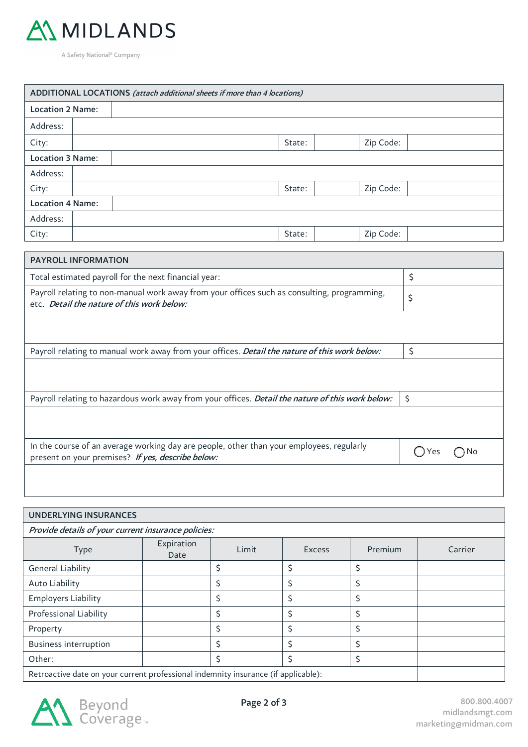MIDLANDS

A Safety National® Company

| ADDITIONAL LOCATIONS *(attach additional sheets if more than 4 locations)* | | | | | |
|---|---|---|---|---|---|
| **Location 2 Name:** | | | | | |
| Address: | | | | | |
| City: | | State: | | Zip Code: | |
| **Location 3 Name:** | | | | | |
| Address: | | | | | |
| City: | | State: | | Zip Code: | |
| **Location 4 Name:** | | | | | |
| Address: | | | | | |
| City: | | State: | | Zip Code: | |

| PAYROLL INFORMATION | |
|---|---|
| Total estimated payroll for the next financial year: | $ |
| Payroll relating to non-manual work away from your offices such as consulting, programming, etc. ***Detail the nature of this work below:*** | $ |
| | |
| Payroll relating to manual work away from your offices. ***Detail the nature of this work below:*** | $ |
| | |
| Payroll relating to hazardous work away from your offices. ***Detail the nature of this work below:*** | $ |
| | |
| In the course of an average working day are people, other than your employees, regularly present on your premises? ***If yes, describe below:*** | ◯ Yes ◯ No |
| | |

| UNDERLYING INSURANCES | | | | | |
|---|---|---|---|---|---|
| *Provide details of your current insurance policies:* | | | | | |
| Type | Expiration Date | Limit | Excess | Premium | Carrier |
| General Liability | | $ | $ | $ | |
| Auto Liability | | $ | $ | $ | |
| Employers Liability | | $ | $ | $ | |
| Professional Liability | | $ | $ | $ | |
| Property | | $ | $ | $ | |
| Business interruption | | $ | $ | $ | |
| Other: | | $ | $ | $ | |
| Retroactive date on your current professional indemnity insurance (if applicable): | | | | | |

Beyond Coverage™

800.800.4007
midlandsmgt.com
marketing@midman.com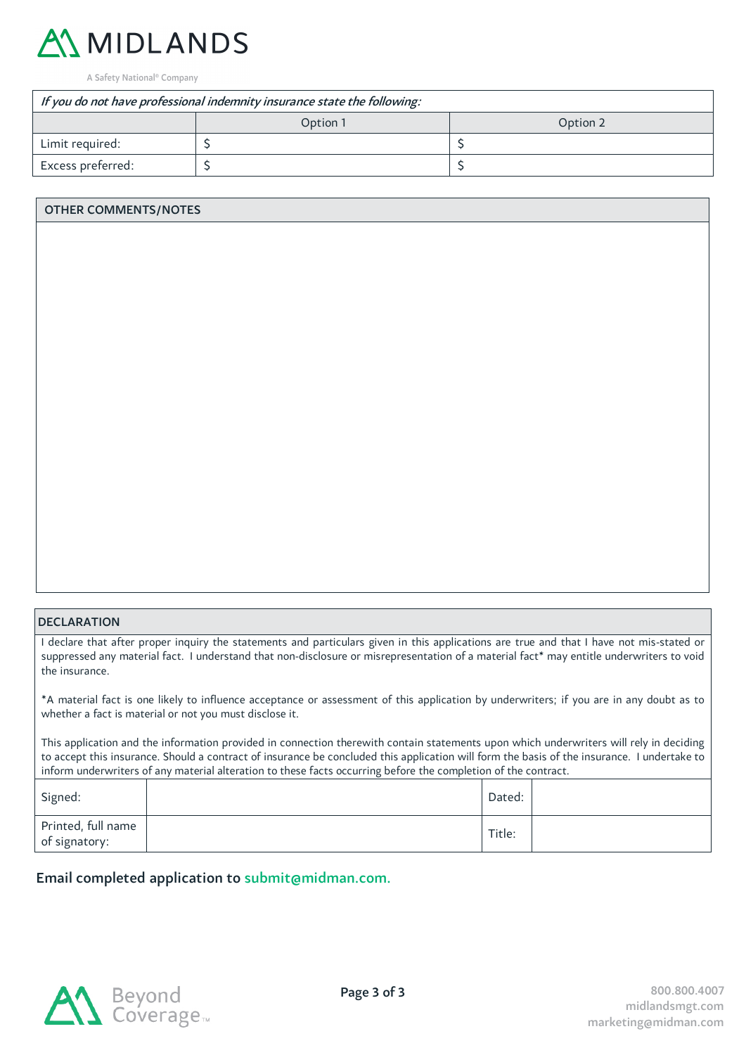| *If you do not have professional indemnity insurance state the following:* | | |
|---|---|---|
| | Option 1 | Option 2 |
| Limit required: | $ | $ |
| Excess preferred: | $ | $ |

## OTHER COMMENTS/NOTES

## DECLARATION

I declare that after proper inquiry the statements and particulars given in this applications are true and that I have not mis-stated or suppressed any material fact. I understand that non-disclosure or misrepresentation of a material fact* may entitle underwriters to void the insurance.

*A material fact is one likely to influence acceptance or assessment of this application by underwriters; if you are in any doubt as to whether a fact is material or not you must disclose it.

This application and the information provided in connection therewith contain statements upon which underwriters will rely in deciding to accept this insurance. Should a contract of insurance be concluded this application will form the basis of the insurance. I undertake to inform underwriters of any material alteration to these facts occurring before the completion of the contract.

| | | | |
|---|---|---|---|
| Signed: | | Dated: | |
| Printed, full name of signatory: | | Title: | |

**Email completed application to submit@midman.com.**